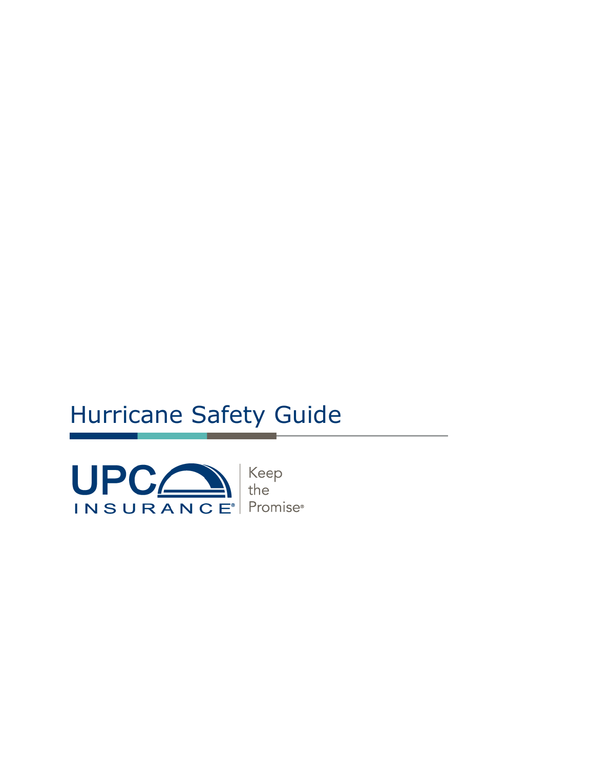# Hurricane Safety Guide

UPC INSURANCE®

Keep the Promise®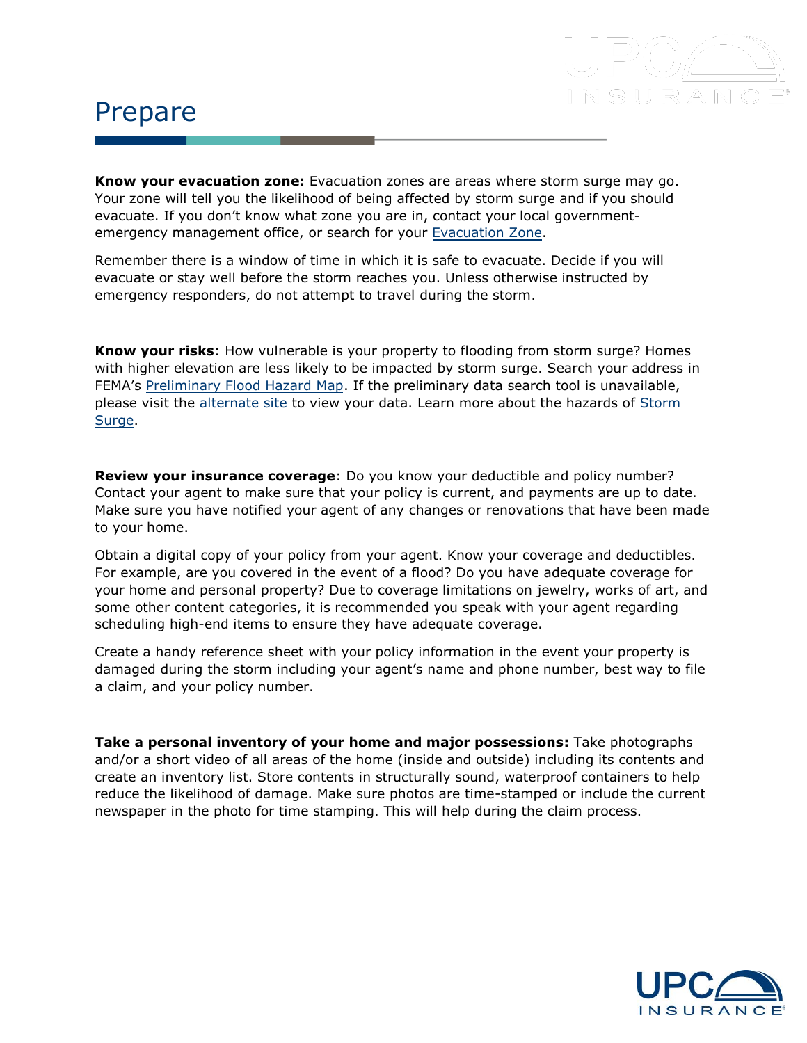# Prepare

**Know your evacuation zone:** Evacuation zones are areas where storm surge may go. Your zone will tell you the likelihood of being affected by storm surge and if you should evacuate. If you don't know what zone you are in, contact your local government-emergency management office, or search for your Evacuation Zone.

Remember there is a window of time in which it is safe to evacuate. Decide if you will evacuate or stay well before the storm reaches you. Unless otherwise instructed by emergency responders, do not attempt to travel during the storm.

**Know your risks**: How vulnerable is your property to flooding from storm surge? Homes with higher elevation are less likely to be impacted by storm surge. Search your address in FEMA's Preliminary Flood Hazard Map. If the preliminary data search tool is unavailable, please visit the alternate site to view your data. Learn more about the hazards of Storm Surge.

**Review your insurance coverage**: Do you know your deductible and policy number? Contact your agent to make sure that your policy is current, and payments are up to date. Make sure you have notified your agent of any changes or renovations that have been made to your home.

Obtain a digital copy of your policy from your agent. Know your coverage and deductibles. For example, are you covered in the event of a flood? Do you have adequate coverage for your home and personal property? Due to coverage limitations on jewelry, works of art, and some other content categories, it is recommended you speak with your agent regarding scheduling high-end items to ensure they have adequate coverage.

Create a handy reference sheet with your policy information in the event your property is damaged during the storm including your agent's name and phone number, best way to file a claim, and your policy number.

**Take a personal inventory of your home and major possessions:** Take photographs and/or a short video of all areas of the home (inside and outside) including its contents and create an inventory list. Store contents in structurally sound, waterproof containers to help reduce the likelihood of damage. Make sure photos are time-stamped or include the current newspaper in the photo for time stamping. This will help during the claim process.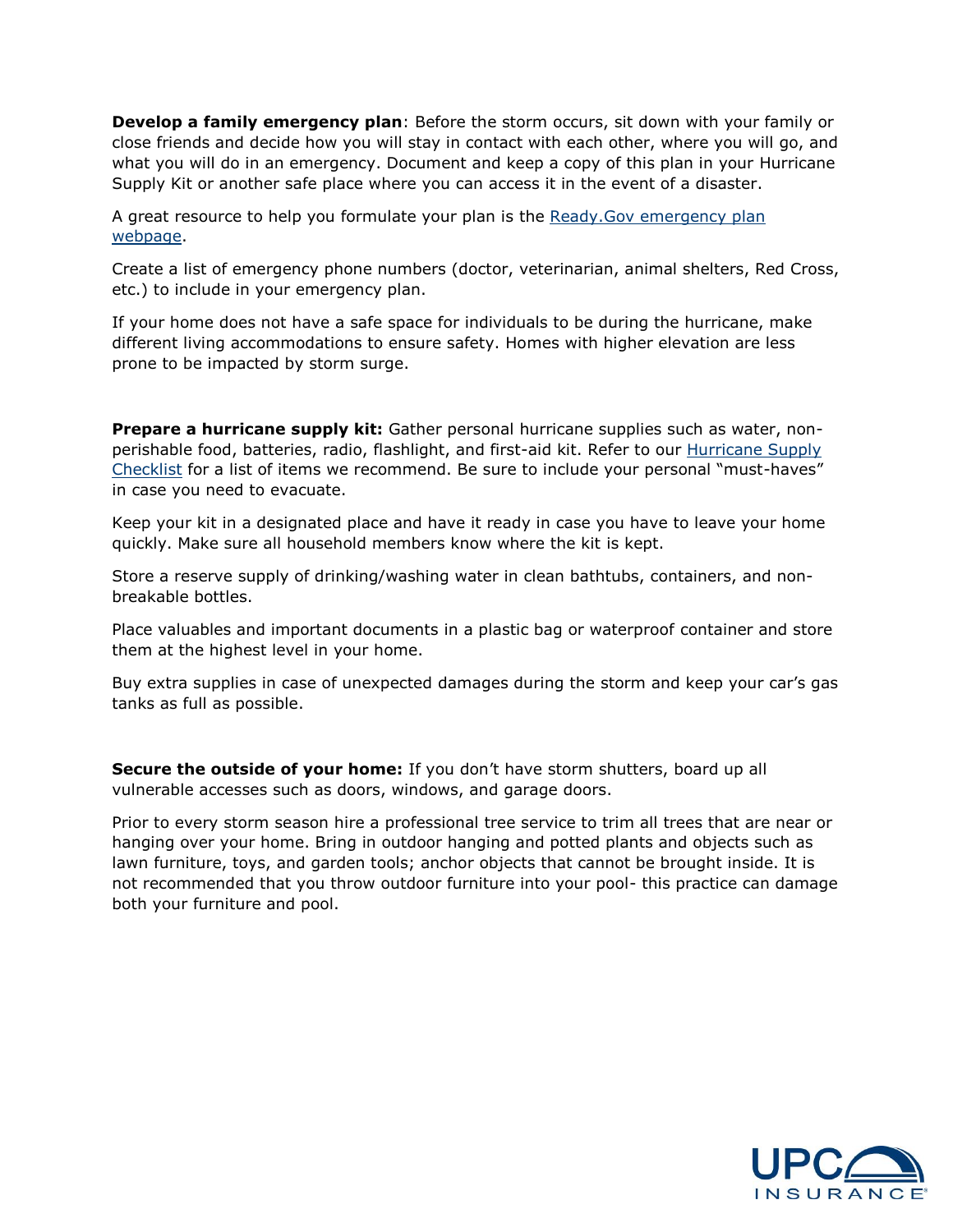**Develop a family emergency plan**: Before the storm occurs, sit down with your family or close friends and decide how you will stay in contact with each other, where you will go, and what you will do in an emergency. Document and keep a copy of this plan in your Hurricane Supply Kit or another safe place where you can access it in the event of a disaster.

A great resource to help you formulate your plan is the Ready.Gov emergency plan webpage.

Create a list of emergency phone numbers (doctor, veterinarian, animal shelters, Red Cross, etc.) to include in your emergency plan.

If your home does not have a safe space for individuals to be during the hurricane, make different living accommodations to ensure safety. Homes with higher elevation are less prone to be impacted by storm surge.

**Prepare a hurricane supply kit:** Gather personal hurricane supplies such as water, non-perishable food, batteries, radio, flashlight, and first-aid kit. Refer to our Hurricane Supply Checklist for a list of items we recommend. Be sure to include your personal "must-haves" in case you need to evacuate.

Keep your kit in a designated place and have it ready in case you have to leave your home quickly. Make sure all household members know where the kit is kept.

Store a reserve supply of drinking/washing water in clean bathtubs, containers, and non-breakable bottles.

Place valuables and important documents in a plastic bag or waterproof container and store them at the highest level in your home.

Buy extra supplies in case of unexpected damages during the storm and keep your car's gas tanks as full as possible.

**Secure the outside of your home:** If you don't have storm shutters, board up all vulnerable accesses such as doors, windows, and garage doors.

Prior to every storm season hire a professional tree service to trim all trees that are near or hanging over your home. Bring in outdoor hanging and potted plants and objects such as lawn furniture, toys, and garden tools; anchor objects that cannot be brought inside. It is not recommended that you throw outdoor furniture into your pool- this practice can damage both your furniture and pool.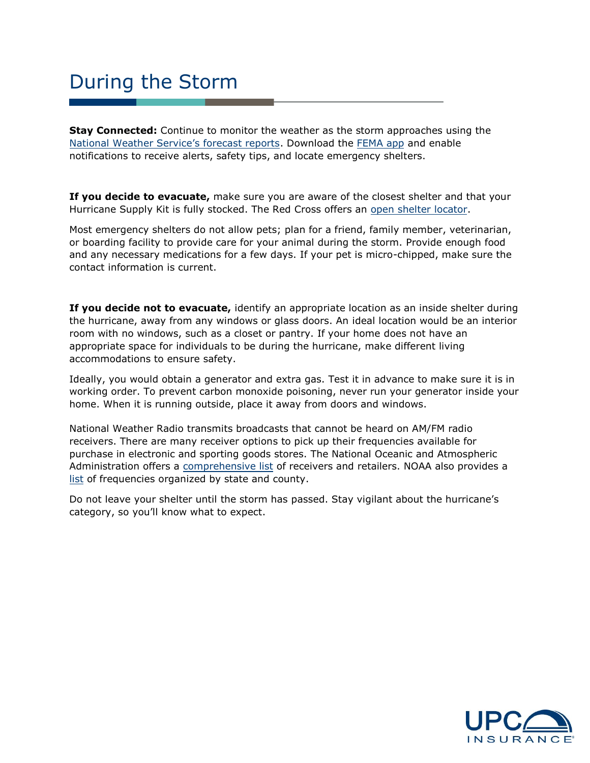# During the Storm

**Stay Connected:** Continue to monitor the weather as the storm approaches using the National Weather Service's forecast reports. Download the FEMA app and enable notifications to receive alerts, safety tips, and locate emergency shelters.

**If you decide to evacuate,** make sure you are aware of the closest shelter and that your Hurricane Supply Kit is fully stocked. The Red Cross offers an open shelter locator.

Most emergency shelters do not allow pets; plan for a friend, family member, veterinarian, or boarding facility to provide care for your animal during the storm. Provide enough food and any necessary medications for a few days. If your pet is micro-chipped, make sure the contact information is current.

**If you decide not to evacuate,** identify an appropriate location as an inside shelter during the hurricane, away from any windows or glass doors. An ideal location would be an interior room with no windows, such as a closet or pantry. If your home does not have an appropriate space for individuals to be during the hurricane, make different living accommodations to ensure safety.

Ideally, you would obtain a generator and extra gas. Test it in advance to make sure it is in working order. To prevent carbon monoxide poisoning, never run your generator inside your home. When it is running outside, place it away from doors and windows.

National Weather Radio transmits broadcasts that cannot be heard on AM/FM radio receivers. There are many receiver options to pick up their frequencies available for purchase in electronic and sporting goods stores. The National Oceanic and Atmospheric Administration offers a comprehensive list of receivers and retailers. NOAA also provides a list of frequencies organized by state and county.

Do not leave your shelter until the storm has passed. Stay vigilant about the hurricane's category, so you'll know what to expect.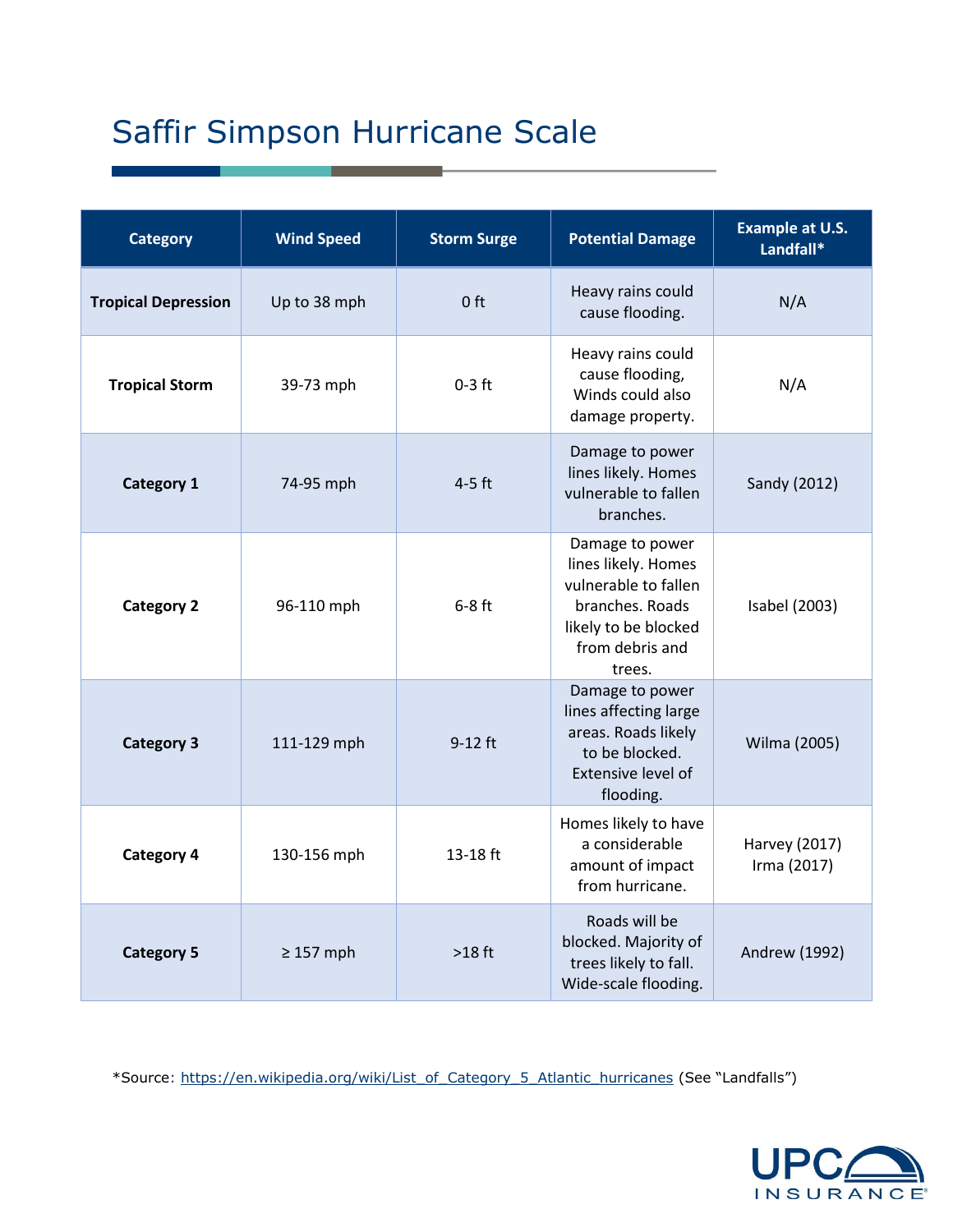# Saffir Simpson Hurricane Scale

| Category | Wind Speed | Storm Surge | Potential Damage | Example at U.S. Landfall* |
|---|---|---|---|---|
| **Tropical Depression** | Up to 38 mph | 0 ft | Heavy rains could cause flooding. | N/A |
| **Tropical Storm** | 39-73 mph | 0-3 ft | Heavy rains could cause flooding, Winds could also damage property. | N/A |
| **Category 1** | 74-95 mph | 4-5 ft | Damage to power lines likely. Homes vulnerable to fallen branches. | Sandy (2012) |
| **Category 2** | 96-110 mph | 6-8 ft | Damage to power lines likely. Homes vulnerable to fallen branches. Roads likely to be blocked from debris and trees. | Isabel (2003) |
| **Category 3** | 111-129 mph | 9-12 ft | Damage to power lines affecting large areas. Roads likely to be blocked. Extensive level of flooding. | Wilma (2005) |
| **Category 4** | 130-156 mph | 13-18 ft | Homes likely to have a considerable amount of impact from hurricane. | Harvey (2017) Irma (2017) |
| **Category 5** | ≥ 157 mph | >18 ft | Roads will be blocked. Majority of trees likely to fall. Wide-scale flooding. | Andrew (1992) |

*Source: https://en.wikipedia.org/wiki/List_of_Category_5_Atlantic_hurricanes (See "Landfalls")

UPC INSURANCE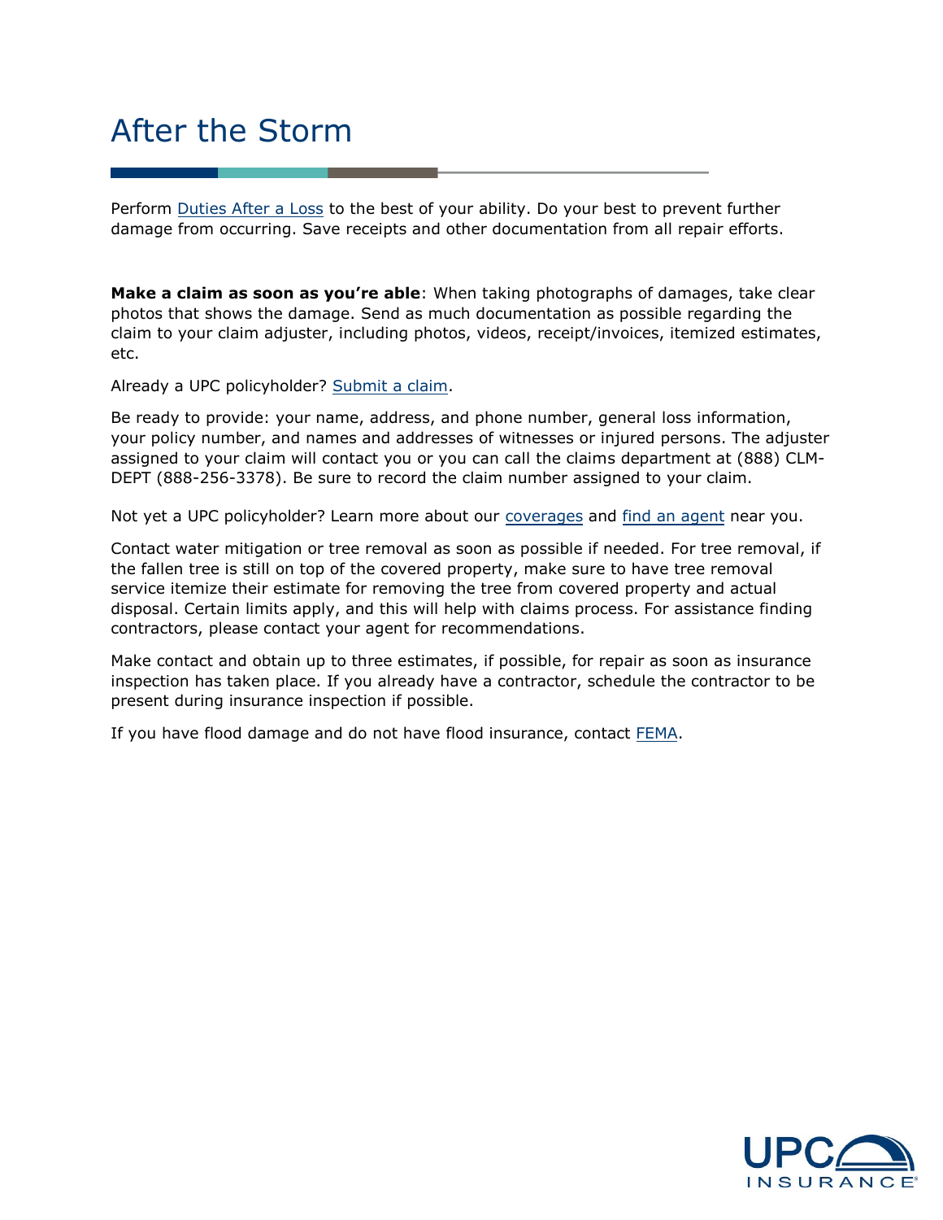# After the Storm

Perform Duties After a Loss to the best of your ability. Do your best to prevent further damage from occurring. Save receipts and other documentation from all repair efforts.

**Make a claim as soon as you're able**: When taking photographs of damages, take clear photos that shows the damage. Send as much documentation as possible regarding the claim to your claim adjuster, including photos, videos, receipt/invoices, itemized estimates, etc.

Already a UPC policyholder? Submit a claim.

Be ready to provide: your name, address, and phone number, general loss information, your policy number, and names and addresses of witnesses or injured persons. The adjuster assigned to your claim will contact you or you can call the claims department at (888) CLM-DEPT (888-256-3378). Be sure to record the claim number assigned to your claim.

Not yet a UPC policyholder? Learn more about our coverages and find an agent near you.

Contact water mitigation or tree removal as soon as possible if needed. For tree removal, if the fallen tree is still on top of the covered property, make sure to have tree removal service itemize their estimate for removing the tree from covered property and actual disposal. Certain limits apply, and this will help with claims process. For assistance finding contractors, please contact your agent for recommendations.

Make contact and obtain up to three estimates, if possible, for repair as soon as insurance inspection has taken place. If you already have a contractor, schedule the contractor to be present during insurance inspection if possible.

If you have flood damage and do not have flood insurance, contact FEMA.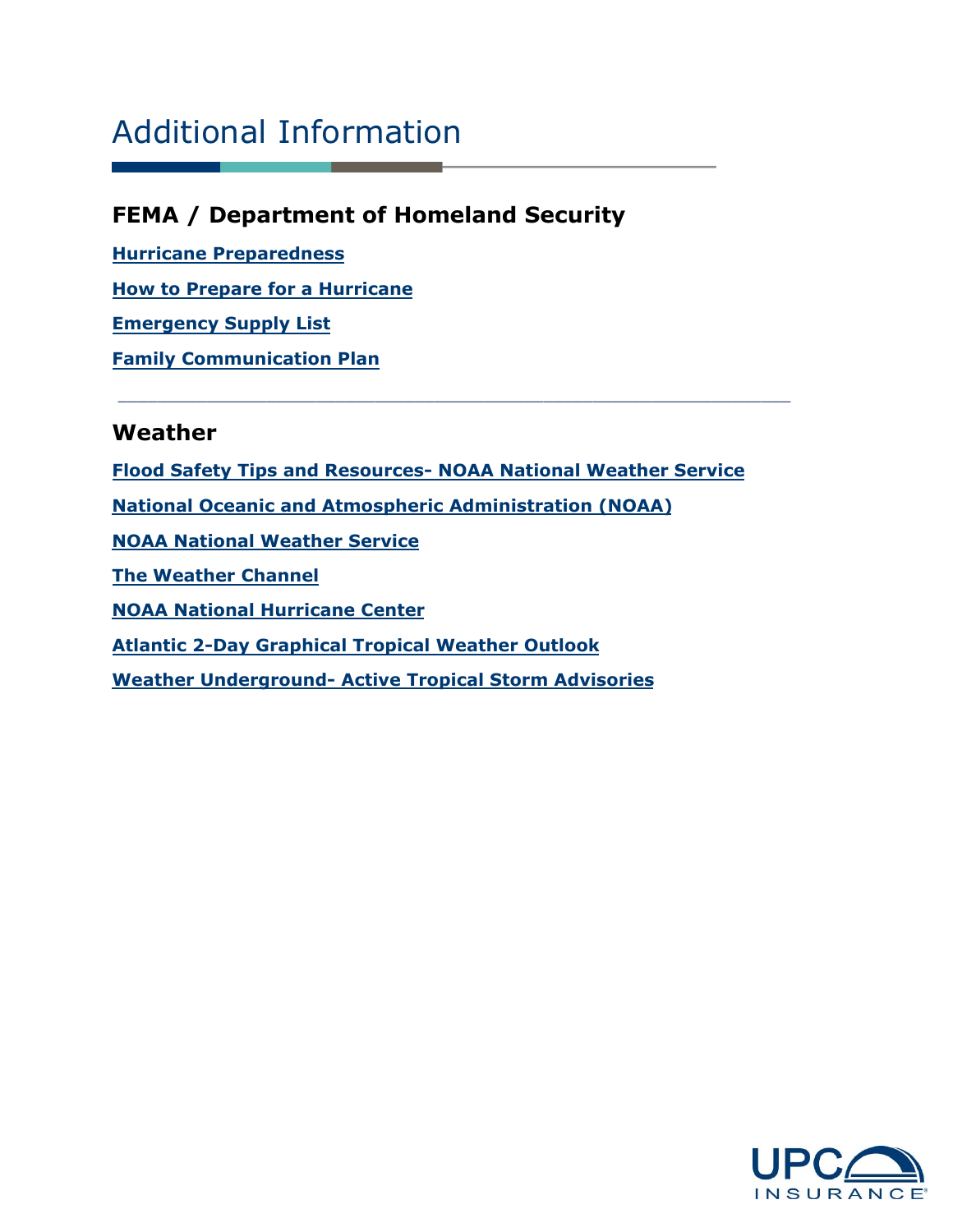# Additional Information

## FEMA / Department of Homeland Security

**Hurricane Preparedness**

**How to Prepare for a Hurricane**

**Emergency Supply List**

**Family Communication Plan**

---

## Weather

**Flood Safety Tips and Resources- NOAA National Weather Service**

**National Oceanic and Atmospheric Administration (NOAA)**

**NOAA National Weather Service**

**The Weather Channel**

**NOAA National Hurricane Center**

**Atlantic 2-Day Graphical Tropical Weather Outlook**

**Weather Underground- Active Tropical Storm Advisories**

UPC INSURANCE®